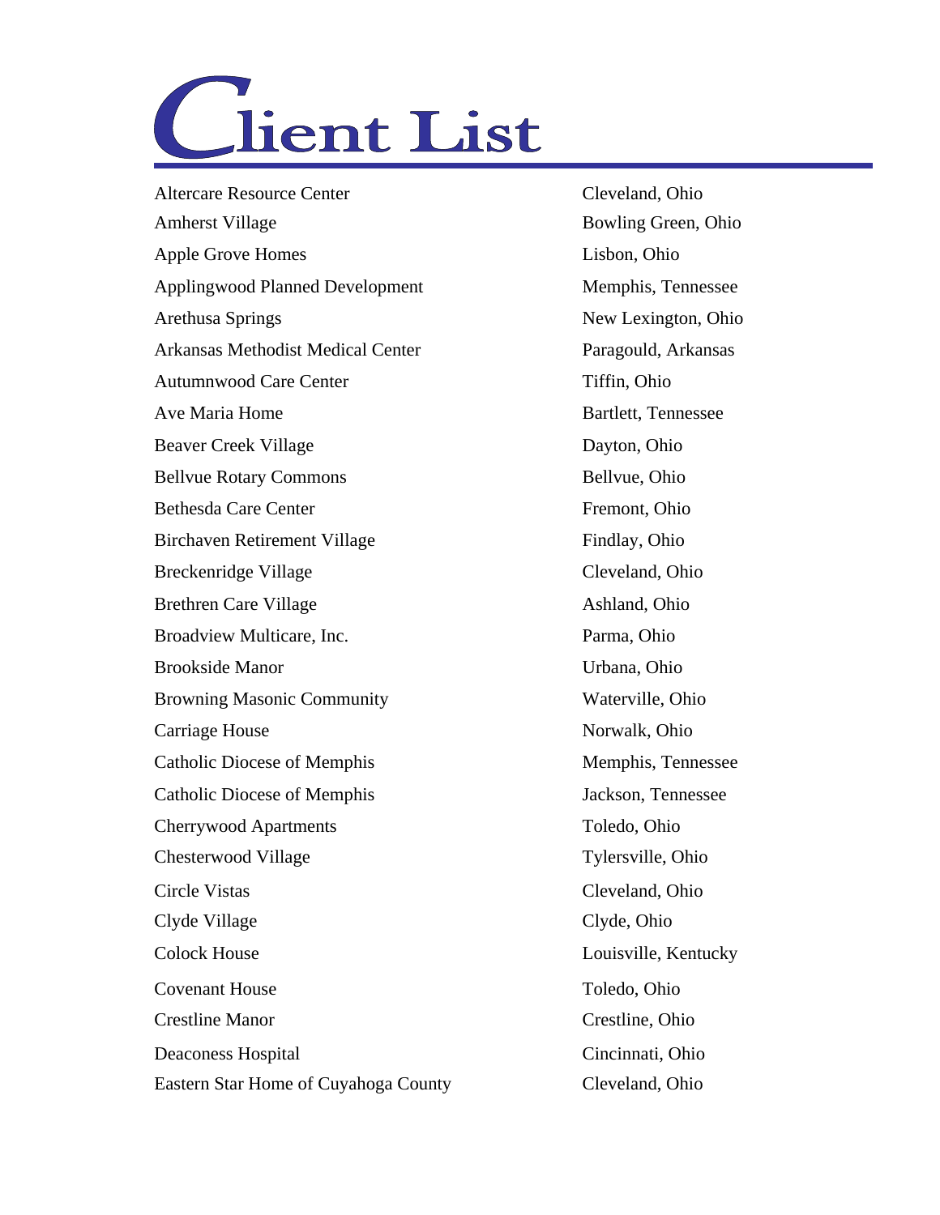# Client List

| | |
|---|---|
| Altercare Resource Center | Cleveland, Ohio |
| Amherst Village | Bowling Green, Ohio |
| Apple Grove Homes | Lisbon, Ohio |
| Applingwood Planned Development | Memphis, Tennessee |
| Arethusa Springs | New Lexington, Ohio |
| Arkansas Methodist Medical Center | Paragould, Arkansas |
| Autumnwood Care Center | Tiffin, Ohio |
| Ave Maria Home | Bartlett, Tennessee |
| Beaver Creek Village | Dayton, Ohio |
| Bellvue Rotary Commons | Bellvue, Ohio |
| Bethesda Care Center | Fremont, Ohio |
| Birchaven Retirement Village | Findlay, Ohio |
| Breckenridge Village | Cleveland, Ohio |
| Brethren Care Village | Ashland, Ohio |
| Broadview Multicare, Inc. | Parma, Ohio |
| Brookside Manor | Urbana, Ohio |
| Browning Masonic Community | Waterville, Ohio |
| Carriage House | Norwalk, Ohio |
| Catholic Diocese of Memphis | Memphis, Tennessee |
| Catholic Diocese of Memphis | Jackson, Tennessee |
| Cherrywood Apartments | Toledo, Ohio |
| Chesterwood Village | Tylersville, Ohio |
| Circle Vistas | Cleveland, Ohio |
| Clyde Village | Clyde, Ohio |
| Colock House | Louisville, Kentucky |
| Covenant House | Toledo, Ohio |
| Crestline Manor | Crestline, Ohio |
| Deaconess Hospital | Cincinnati, Ohio |
| Eastern Star Home of Cuyahoga County | Cleveland, Ohio |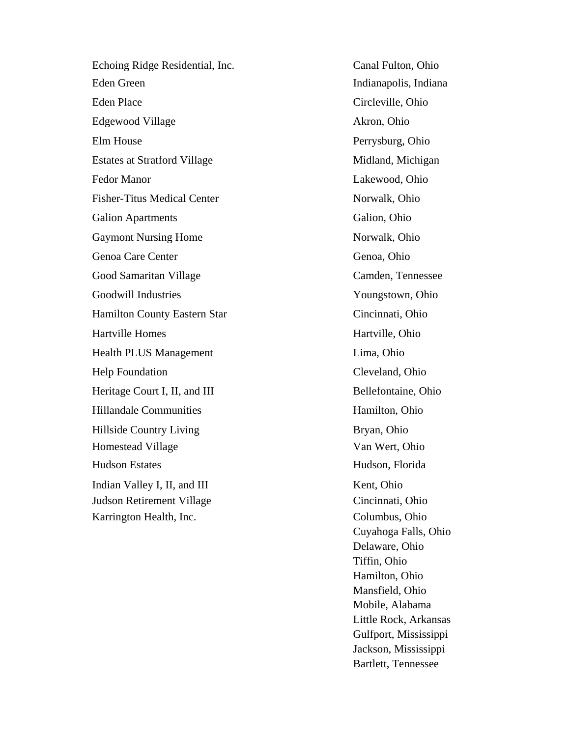| | |
|---|---|
| Echoing Ridge Residential, Inc. | Canal Fulton, Ohio |
| Eden Green | Indianapolis, Indiana |
| Eden Place | Circleville, Ohio |
| Edgewood Village | Akron, Ohio |
| Elm House | Perrysburg, Ohio |
| Estates at Stratford Village | Midland, Michigan |
| Fedor Manor | Lakewood, Ohio |
| Fisher-Titus Medical Center | Norwalk, Ohio |
| Galion Apartments | Galion, Ohio |
| Gaymont Nursing Home | Norwalk, Ohio |
| Genoa Care Center | Genoa, Ohio |
| Good Samaritan Village | Camden, Tennessee |
| Goodwill Industries | Youngstown, Ohio |
| Hamilton County Eastern Star | Cincinnati, Ohio |
| Hartville Homes | Hartville, Ohio |
| Health PLUS Management | Lima, Ohio |
| Help Foundation | Cleveland, Ohio |
| Heritage Court I, II, and III | Bellefontaine, Ohio |
| Hillandale Communities | Hamilton, Ohio |
| Hillside Country Living | Bryan, Ohio |
| Homestead Village | Van Wert, Ohio |
| Hudson Estates | Hudson, Florida |
| Indian Valley I, II, and III | Kent, Ohio |
| Judson Retirement Village | Cincinnati, Ohio |
| Karrington Health, Inc. | Columbus, Ohio<br>Cuyahoga Falls, Ohio<br>Delaware, Ohio<br>Tiffin, Ohio<br>Hamilton, Ohio<br>Mansfield, Ohio<br>Mobile, Alabama<br>Little Rock, Arkansas<br>Gulfport, Mississippi<br>Jackson, Mississippi<br>Bartlett, Tennessee |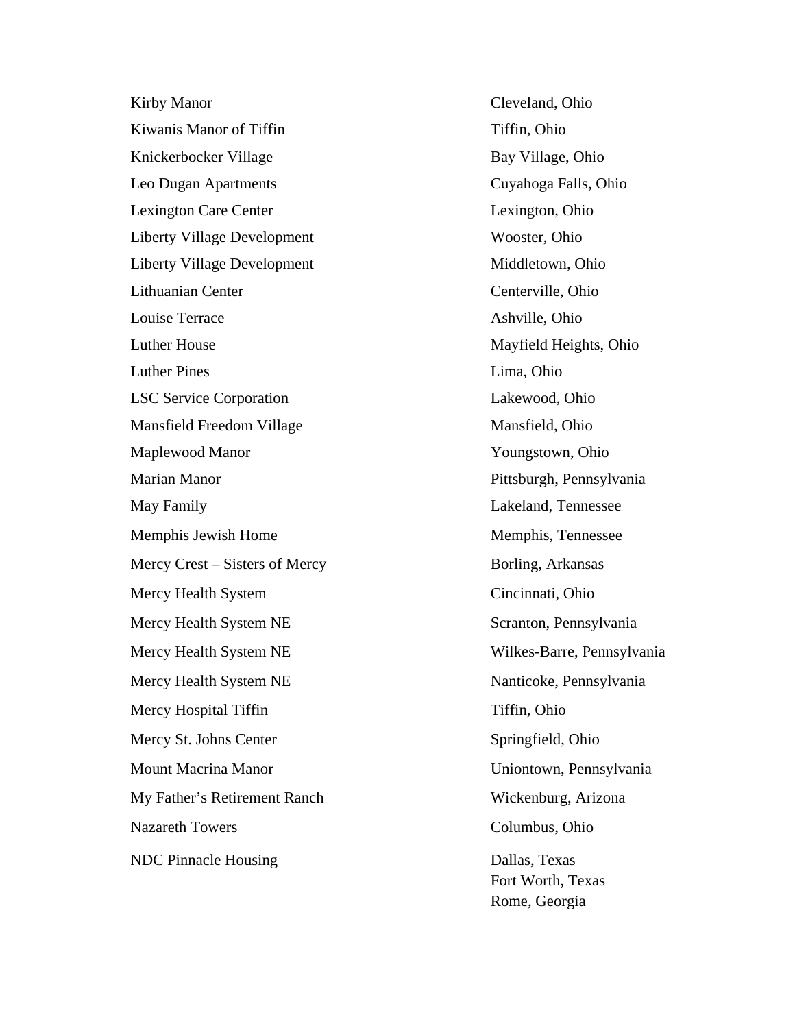| | |
|---|---|
| Kirby Manor | Cleveland, Ohio |
| Kiwanis Manor of Tiffin | Tiffin, Ohio |
| Knickerbocker Village | Bay Village, Ohio |
| Leo Dugan Apartments | Cuyahoga Falls, Ohio |
| Lexington Care Center | Lexington, Ohio |
| Liberty Village Development | Wooster, Ohio |
| Liberty Village Development | Middletown, Ohio |
| Lithuanian Center | Centerville, Ohio |
| Louise Terrace | Ashville, Ohio |
| Luther House | Mayfield Heights, Ohio |
| Luther Pines | Lima, Ohio |
| LSC Service Corporation | Lakewood, Ohio |
| Mansfield Freedom Village | Mansfield, Ohio |
| Maplewood Manor | Youngstown, Ohio |
| Marian Manor | Pittsburgh, Pennsylvania |
| May Family | Lakeland, Tennessee |
| Memphis Jewish Home | Memphis, Tennessee |
| Mercy Crest – Sisters of Mercy | Borling, Arkansas |
| Mercy Health System | Cincinnati, Ohio |
| Mercy Health System NE | Scranton, Pennsylvania |
| Mercy Health System NE | Wilkes-Barre, Pennsylvania |
| Mercy Health System NE | Nanticoke, Pennsylvania |
| Mercy Hospital Tiffin | Tiffin, Ohio |
| Mercy St. Johns Center | Springfield, Ohio |
| Mount Macrina Manor | Uniontown, Pennsylvania |
| My Father's Retirement Ranch | Wickenburg, Arizona |
| Nazareth Towers | Columbus, Ohio |
| NDC Pinnacle Housing | Dallas, Texas<br>Fort Worth, Texas<br>Rome, Georgia |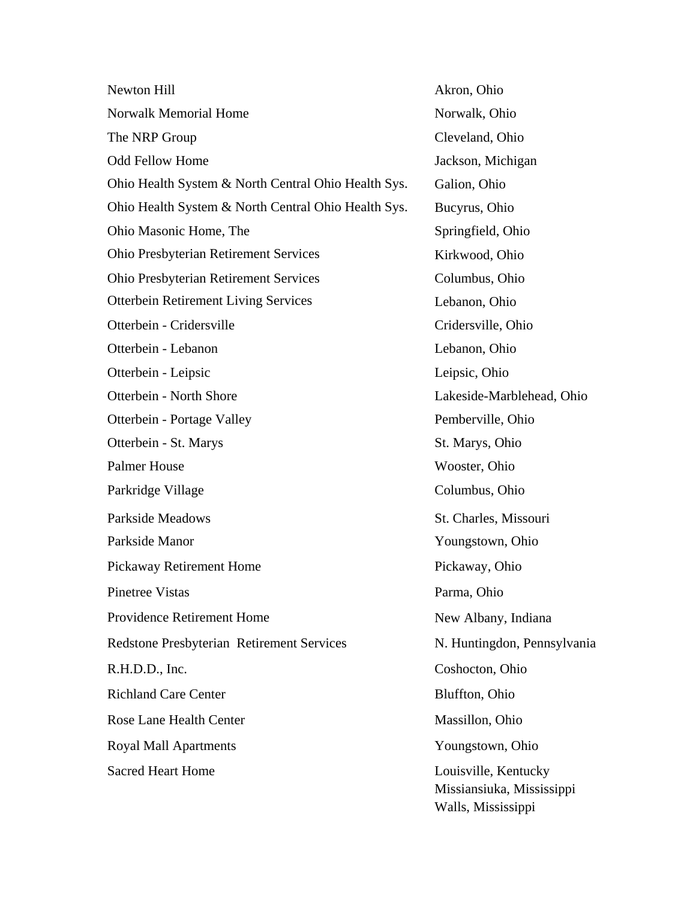| | |
|---|---|
| Newton Hill | Akron, Ohio |
| Norwalk Memorial Home | Norwalk, Ohio |
| The NRP Group | Cleveland, Ohio |
| Odd Fellow Home | Jackson, Michigan |
| Ohio Health System & North Central Ohio Health Sys. | Galion, Ohio |
| Ohio Health System & North Central Ohio Health Sys. | Bucyrus, Ohio |
| Ohio Masonic Home, The | Springfield, Ohio |
| Ohio Presbyterian Retirement Services | Kirkwood, Ohio |
| Ohio Presbyterian Retirement Services | Columbus, Ohio |
| Otterbein Retirement Living Services | Lebanon, Ohio |
| Otterbein - Cridersville | Cridersville, Ohio |
| Otterbein - Lebanon | Lebanon, Ohio |
| Otterbein - Leipsic | Leipsic, Ohio |
| Otterbein - North Shore | Lakeside-Marblehead, Ohio |
| Otterbein - Portage Valley | Pemberville, Ohio |
| Otterbein - St. Marys | St. Marys, Ohio |
| Palmer House | Wooster, Ohio |
| Parkridge Village | Columbus, Ohio |
| Parkside Meadows | St. Charles, Missouri |
| Parkside Manor | Youngstown, Ohio |
| Pickaway Retirement Home | Pickaway, Ohio |
| Pinetree Vistas | Parma, Ohio |
| Providence Retirement Home | New Albany, Indiana |
| Redstone Presbyterian Retirement Services | N. Huntingdon, Pennsylvania |
| R.H.D.D., Inc. | Coshocton, Ohio |
| Richland Care Center | Bluffton, Ohio |
| Rose Lane Health Center | Massillon, Ohio |
| Royal Mall Apartments | Youngstown, Ohio |
| Sacred Heart Home | Louisville, Kentucky<br>Missiansiuka, Mississippi<br>Walls, Mississippi |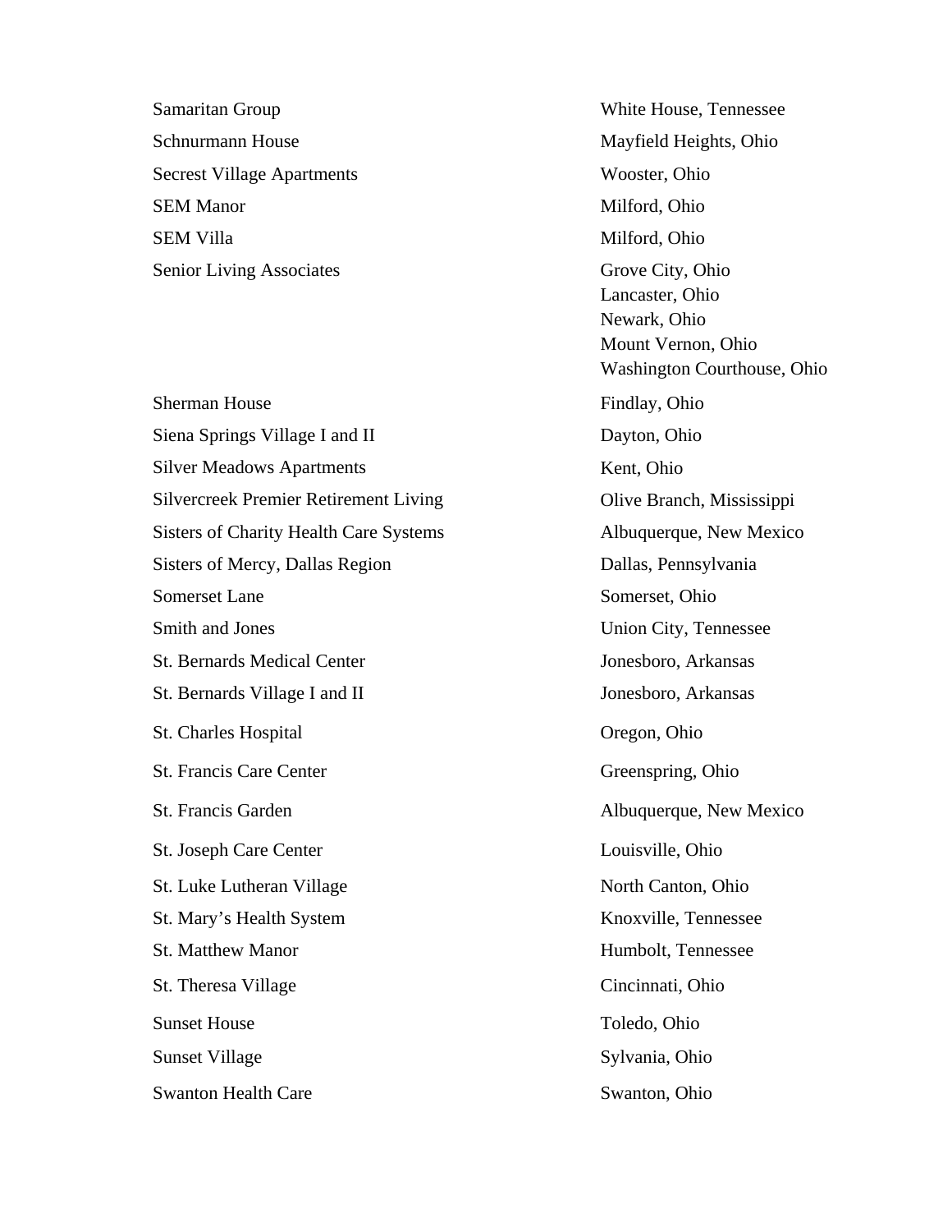| | |
|---|---|
| Samaritan Group | White House, Tennessee |
| Schnurmann House | Mayfield Heights, Ohio |
| Secrest Village Apartments | Wooster, Ohio |
| SEM Manor | Milford, Ohio |
| SEM Villa | Milford, Ohio |
| Senior Living Associates | Grove City, Ohio<br>Lancaster, Ohio<br>Newark, Ohio<br>Mount Vernon, Ohio<br>Washington Courthouse, Ohio |
| Sherman House | Findlay, Ohio |
| Siena Springs Village I and II | Dayton, Ohio |
| Silver Meadows Apartments | Kent, Ohio |
| Silvercreek Premier Retirement Living | Olive Branch, Mississippi |
| Sisters of Charity Health Care Systems | Albuquerque, New Mexico |
| Sisters of Mercy, Dallas Region | Dallas, Pennsylvania |
| Somerset Lane | Somerset, Ohio |
| Smith and Jones | Union City, Tennessee |
| St. Bernards Medical Center | Jonesboro, Arkansas |
| St. Bernards Village I and II | Jonesboro, Arkansas |
| St. Charles Hospital | Oregon, Ohio |
| St. Francis Care Center | Greenspring, Ohio |
| St. Francis Garden | Albuquerque, New Mexico |
| St. Joseph Care Center | Louisville, Ohio |
| St. Luke Lutheran Village | North Canton, Ohio |
| St. Mary's Health System | Knoxville, Tennessee |
| St. Matthew Manor | Humbolt, Tennessee |
| St. Theresa Village | Cincinnati, Ohio |
| Sunset House | Toledo, Ohio |
| Sunset Village | Sylvania, Ohio |
| Swanton Health Care | Swanton, Ohio |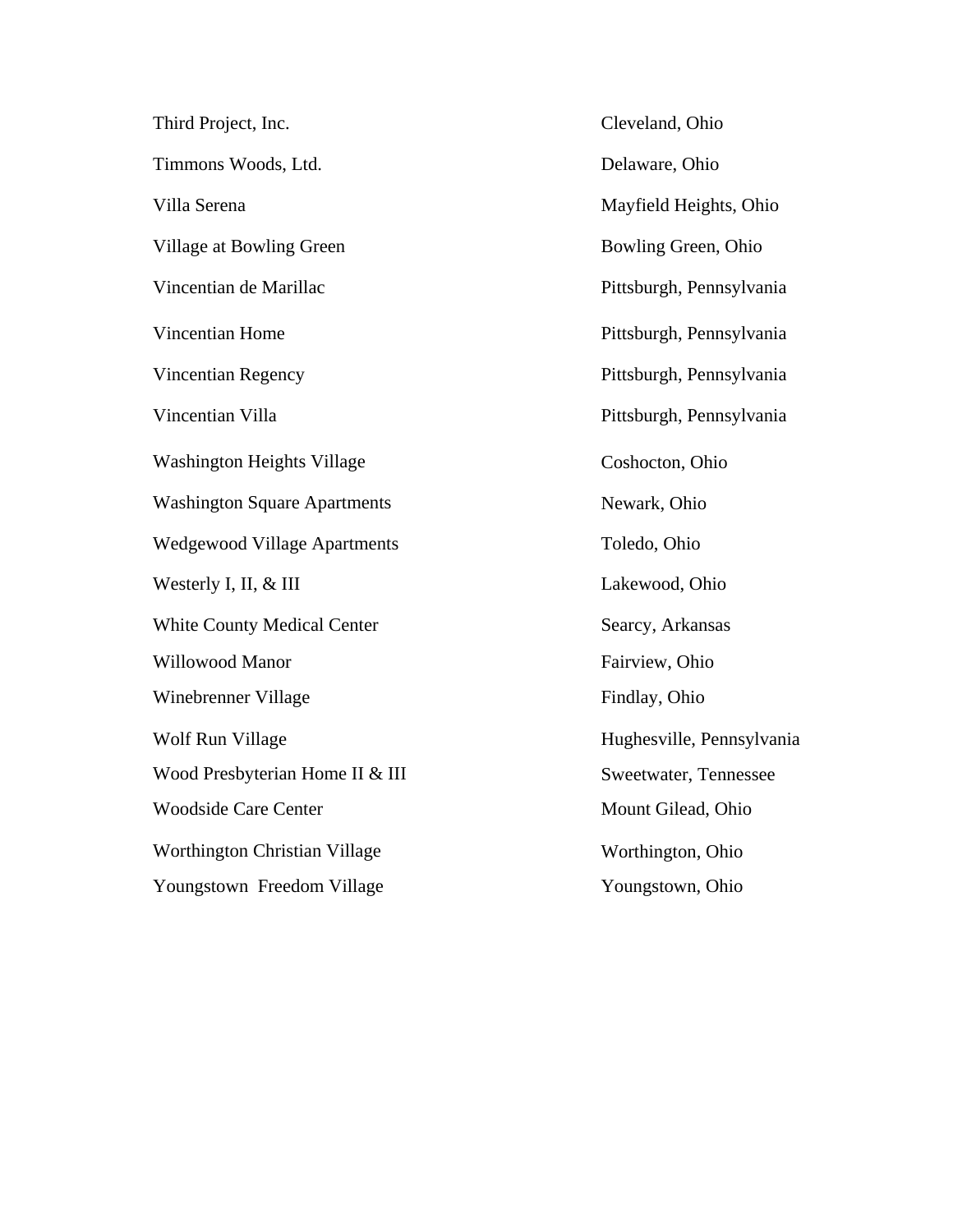| | |
|---|---|
| Third Project, Inc. | Cleveland, Ohio |
| Timmons Woods, Ltd. | Delaware, Ohio |
| Villa Serena | Mayfield Heights, Ohio |
| Village at Bowling Green | Bowling Green, Ohio |
| Vincentian de Marillac | Pittsburgh, Pennsylvania |
| Vincentian Home | Pittsburgh, Pennsylvania |
| Vincentian Regency | Pittsburgh, Pennsylvania |
| Vincentian Villa | Pittsburgh, Pennsylvania |
| Washington Heights Village | Coshocton, Ohio |
| Washington Square Apartments | Newark, Ohio |
| Wedgewood Village Apartments | Toledo, Ohio |
| Westerly I, II, & III | Lakewood, Ohio |
| White County Medical Center | Searcy, Arkansas |
| Willowood Manor | Fairview, Ohio |
| Winebrenner Village | Findlay, Ohio |
| Wolf Run Village | Hughesville, Pennsylvania |
| Wood Presbyterian Home II & III | Sweetwater, Tennessee |
| Woodside Care Center | Mount Gilead, Ohio |
| Worthington Christian Village | Worthington, Ohio |
| Youngstown  Freedom Village | Youngstown, Ohio |